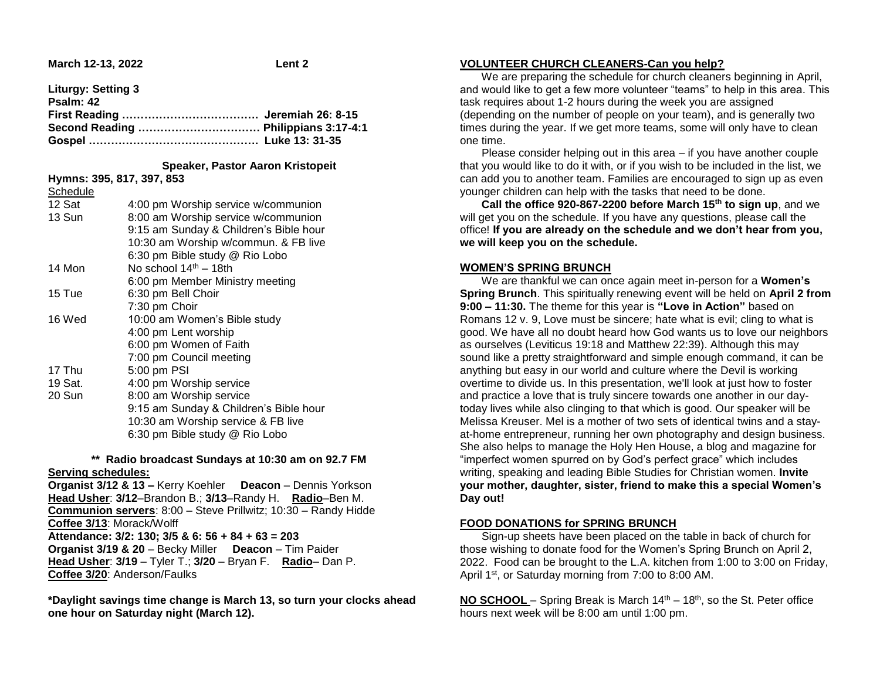**March 12-13, 2022** **Lent 2**

**Liturgy: Setting 3**
**Psalm: 42**
**First Reading ………………………………. Jeremiah 26: 8-15**
**Second Reading …………………………… Philippians 3:17-4:1**
**Gospel ………………………………………. Luke 13: 31-35**

**Speaker, Pastor Aaron Kristopeit**

**Hymns: 395, 817, 397, 853**

Schedule

| | |
|---|---|
| 12 Sat | 4:00 pm Worship service w/communion |
| 13 Sun | 8:00 am Worship service w/communion |
| | 9:15 am Sunday & Children's Bible hour |
| | 10:30 am Worship w/commun. & FB live |
| | 6:30 pm Bible study @ Rio Lobo |
| 14 Mon | No school 14th – 18th |
| | 6:00 pm Member Ministry meeting |
| 15 Tue | 6:30 pm Bell Choir |
| | 7:30 pm Choir |
| 16 Wed | 10:00 am Women's Bible study |
| | 4:00 pm Lent worship |
| | 6:00 pm Women of Faith |
| | 7:00 pm Council meeting |
| 17 Thu | 5:00 pm PSI |
| 19 Sat. | 4:00 pm Worship service |
| 20 Sun | 8:00 am Worship service |
| | 9:15 am Sunday & Children's Bible hour |
| | 10:30 am Worship service & FB live |
| | 6:30 pm Bible study @ Rio Lobo |

**\*\* Radio broadcast Sundays at 10:30 am on 92.7 FM**

**Serving schedules:**

**Organist 3/12 & 13 –** Kerry Koehler **Deacon** – Dennis Yorkson
**Head Usher**: **3/12**–Brandon B.; **3/13**–Randy H. **Radio**–Ben M.
**Communion servers**: 8:00 – Steve Prillwitz; 10:30 – Randy Hidde
**Coffee 3/13**: Morack/Wolff
**Attendance: 3/2: 130; 3/5 & 6: 56 + 84 + 63 = 203**
**Organist 3/19 & 20** – Becky Miller **Deacon** – Tim Paider
**Head Usher**: **3/19** – Tyler T.; **3/20** – Bryan F. **Radio**– Dan P.
**Coffee 3/20**: Anderson/Faulks

**\*Daylight savings time change is March 13, so turn your clocks ahead one hour on Saturday night (March 12).**

## VOLUNTEER CHURCH CLEANERS-Can you help?

We are preparing the schedule for church cleaners beginning in April, and would like to get a few more volunteer "teams" to help in this area. This task requires about 1-2 hours during the week you are assigned (depending on the number of people on your team), and is generally two times during the year. If we get more teams, some will only have to clean one time.

Please consider helping out in this area – if you have another couple that you would like to do it with, or if you wish to be included in the list, we can add you to another team. Families are encouraged to sign up as even younger children can help with the tasks that need to be done.

**Call the office 920-867-2200 before March 15th to sign up**, and we will get you on the schedule. If you have any questions, please call the office! **If you are already on the schedule and we don't hear from you, we will keep you on the schedule.**

## WOMEN'S SPRING BRUNCH

We are thankful we can once again meet in-person for a **Women's Spring Brunch**. This spiritually renewing event will be held on **April 2 from 9:00 – 11:30.** The theme for this year is **"Love in Action"** based on Romans 12 v. 9, Love must be sincere; hate what is evil; cling to what is good. We have all no doubt heard how God wants us to love our neighbors as ourselves (Leviticus 19:18 and Matthew 22:39). Although this may sound like a pretty straightforward and simple enough command, it can be anything but easy in our world and culture where the Devil is working overtime to divide us. In this presentation, we'll look at just how to foster and practice a love that is truly sincere towards one another in our day-today lives while also clinging to that which is good. Our speaker will be Melissa Kreuser. Mel is a mother of two sets of identical twins and a stay-at-home entrepreneur, running her own photography and design business. She also helps to manage the Holy Hen House, a blog and magazine for "imperfect women spurred on by God's perfect grace" which includes writing, speaking and leading Bible Studies for Christian women. **Invite your mother, daughter, sister, friend to make this a special Women's Day out!**

## FOOD DONATIONS for SPRING BRUNCH

Sign-up sheets have been placed on the table in back of church for those wishing to donate food for the Women's Spring Brunch on April 2, 2022. Food can be brought to the L.A. kitchen from 1:00 to 3:00 on Friday, April 1st, or Saturday morning from 7:00 to 8:00 AM.

**NO SCHOOL** – Spring Break is March 14th – 18th, so the St. Peter office hours next week will be 8:00 am until 1:00 pm.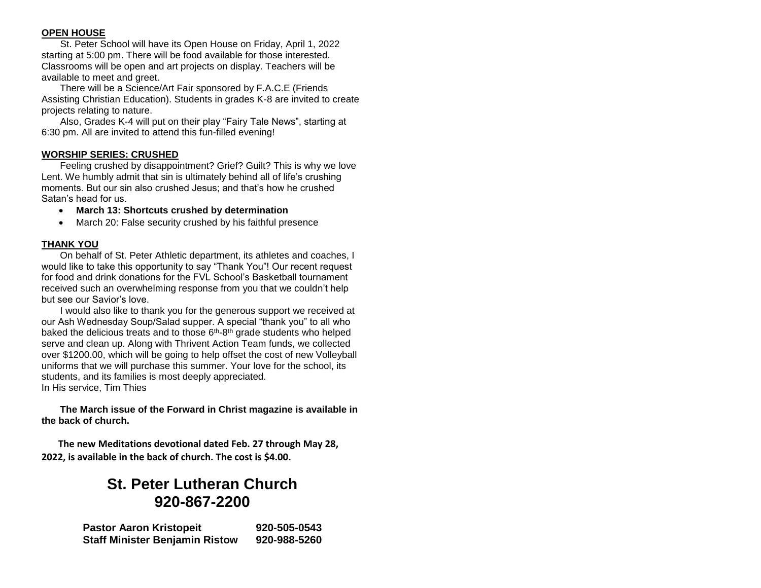## OPEN HOUSE

St. Peter School will have its Open House on Friday, April 1, 2022 starting at 5:00 pm. There will be food available for those interested. Classrooms will be open and art projects on display. Teachers will be available to meet and greet.

There will be a Science/Art Fair sponsored by F.A.C.E (Friends Assisting Christian Education). Students in grades K-8 are invited to create projects relating to nature.

Also, Grades K-4 will put on their play “Fairy Tale News”, starting at 6:30 pm. All are invited to attend this fun-filled evening!

## WORSHIP SERIES: CRUSHED

Feeling crushed by disappointment? Grief? Guilt? This is why we love Lent. We humbly admit that sin is ultimately behind all of life’s crushing moments. But our sin also crushed Jesus; and that’s how he crushed Satan’s head for us.

- **March 13: Shortcuts crushed by determination**
- March 20: False security crushed by his faithful presence

## THANK YOU

On behalf of St. Peter Athletic department, its athletes and coaches, I would like to take this opportunity to say “Thank You”! Our recent request for food and drink donations for the FVL School’s Basketball tournament received such an overwhelming response from you that we couldn’t help but see our Savior’s love.

I would also like to thank you for the generous support we received at our Ash Wednesday Soup/Salad supper. A special “thank you” to all who baked the delicious treats and to those 6th-8th grade students who helped serve and clean up. Along with Thrivent Action Team funds, we collected over $1200.00, which will be going to help offset the cost of new Volleyball uniforms that we will purchase this summer. Your love for the school, its students, and its families is most deeply appreciated.
In His service, Tim Thies

**The March issue of the Forward in Christ magazine is available in the back of church.**

**The new Meditations devotional dated Feb. 27 through May 28, 2022, is available in the back of church. The cost is $4.00.**

# St. Peter Lutheran Church
# 920-867-2200

**Pastor Aaron Kristopeit** **920-505-0543**
**Staff Minister Benjamin Ristow** **920-988-5260**